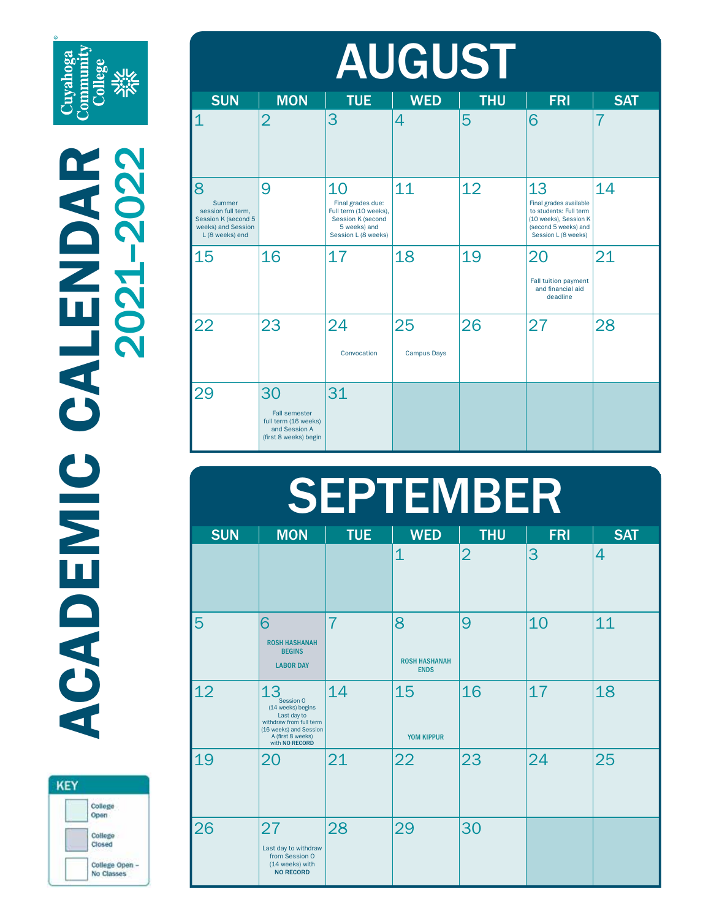Cuyahoga Community College

# ACADEMIC CALENDAR 2021–2022

## AUGUST

| SUN | MON | TUE | WED | THU | FRI | SAT |
|---|---|---|---|---|---|---|
| 1 | 2 | 3 | 4 | 5 | 6 | 7 |
| 8 Summer session full term, Session K (second 5 weeks) and Session L (8 weeks) end | 9 | 10 Final grades due: Full term (10 weeks), Session K (second 5 weeks) and Session L (8 weeks) | 11 | 12 | 13 Final grades available to students: Full term (10 weeks), Session K (second 5 weeks) and Session L (8 weeks) | 14 |
| 15 | 16 | 17 | 18 | 19 | 20 Fall tuition payment and financial aid deadline | 21 |
| 22 | 23 | 24 Convocation | 25 Campus Days | 26 | 27 | 28 |
| 29 | 30 Fall semester full term (16 weeks) and Session A (first 8 weeks) begin | 31 | | | | |

## SEPTEMBER

| SUN | MON | TUE | WED | THU | FRI | SAT |
|---|---|---|---|---|---|---|
| | | | 1 | 2 | 3 | 4 |
| 5 | 6 ROSH HASHANAH BEGINS LABOR DAY | 7 | 8 ROSH HASHANAH ENDS | 9 | 10 | 11 |
| 12 | 13 Session O (14 weeks) begins Last day to withdraw from full term (16 weeks) and Session A (first 8 weeks) with **NO RECORD** | 14 | 15 YOM KIPPUR | 16 | 17 | 18 |
| 19 | 20 | 21 | 22 | 23 | 24 | 25 |
| 26 | 27 Last day to withdraw from Session O (14 weeks) with **NO RECORD** | 28 | 29 | 30 | | |

**KEY**

- College Open
- College Closed
- College Open – No Classes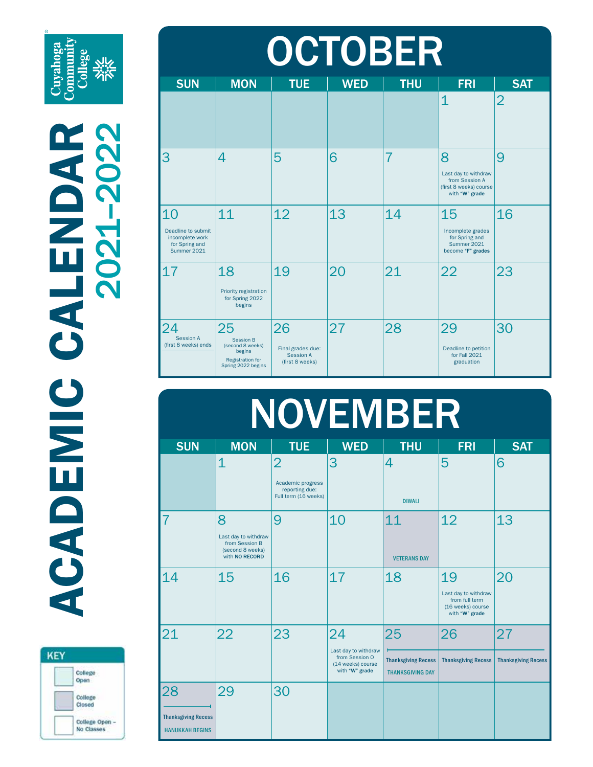Cuyahoga Community College

# ACADEMIC CALENDAR 2021–2022

## OCTOBER

| SUN | MON | TUE | WED | THU | FRI | SAT |
|---|---|---|---|---|---|---|
| | | | | | 1 | 2 |
| 3 | 4 | 5 | 6 | 7 | 8 Last day to withdraw from Session A (first 8 weeks) course with **"W" grade** | 9 |
| 10 Deadline to submit incomplete work for Spring and Summer 2021 | 11 | 12 | 13 | 14 | 15 Incomplete grades for Spring and Summer 2021 become **"F" grades** | 16 |
| 17 | 18 Priority registration for Spring 2022 begins | 19 | 20 | 21 | 22 | 23 |
| 24 Session A (first 8 weeks) ends | 25 Session B (second 8 weeks) begins; Registration for Spring 2022 begins | 26 Final grades due: Session A (first 8 weeks) | 27 | 28 | 29 Deadline to petition for Fall 2021 graduation | 30 |

## NOVEMBER

| SUN | MON | TUE | WED | THU | FRI | SAT |
|---|---|---|---|---|---|---|
| | 1 | 2 Academic progress reporting due: Full term (16 weeks) | 3 | 4 DIWALI | 5 | 6 |
| 7 | 8 Last day to withdraw from Session B (second 8 weeks) with **NO RECORD** | 9 | 10 | 11 VETERANS DAY | 12 | 13 |
| 14 | 15 | 16 | 17 | 18 | 19 Last day to withdraw from full term (16 weeks) course with **"W" grade** | 20 |
| 21 | 22 | 23 | 24 Last day to withdraw from Session O (14 weeks) course with **"W" grade** | 25 Thanksgiving Recess; THANKSGIVING DAY | 26 Thanksgiving Recess | 27 Thanksgiving Recess |
| 28 Thanksgiving Recess; HANUKKAH BEGINS | 29 | 30 | | | | |

**KEY**
- College Open
- College Closed
- College Open – No Classes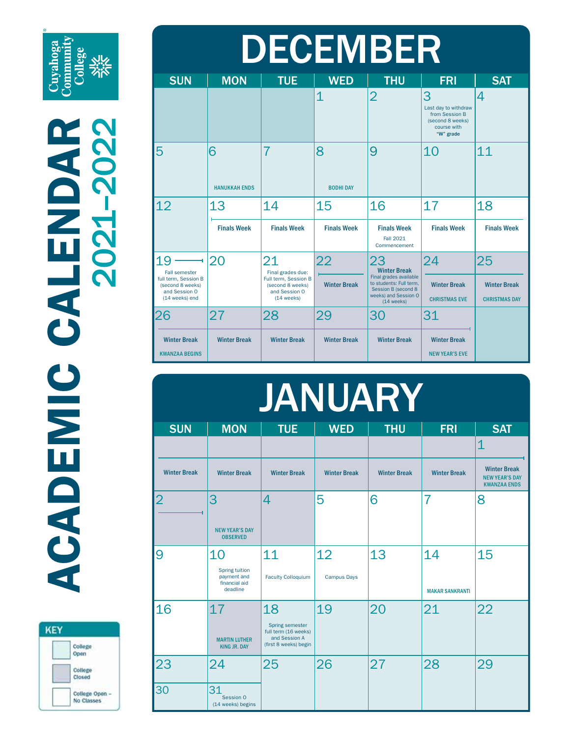Cuyahoga Community College

# ACADEMIC CALENDAR 2021–2022

## DECEMBER

| SUN | MON | TUE | WED | THU | FRI | SAT |
|---|---|---|---|---|---|---|
| | | | 1 | 2 | 3 Last day to withdraw from Session B (second 8 weeks) course with "W" grade | 4 |
| 5 | 6 HANUKKAH ENDS | 7 | 8 BODHI DAY | 9 | 10 | 11 |
| 12 | 13 Finals Week | 14 Finals Week | 15 Finals Week | 16 Finals Week Fall 2021 Commencement | 17 Finals Week | 18 Finals Week |
| 19 Fall semester full term, Session B (second 8 weeks) and Session O (14 weeks) end | 20 | 21 Final grades due: Full term, Session B (second 8 weeks) and Session O (14 weeks) | 22 Winter Break | 23 Winter Break Final grades available to students: Full term, Session B (second 8 weeks) and Session O (14 weeks) | 24 Winter Break CHRISTMAS EVE | 25 Winter Break CHRISTMAS DAY |
| 26 Winter Break KWANZAA BEGINS | 27 Winter Break | 28 Winter Break | 29 Winter Break | 30 Winter Break | 31 Winter Break NEW YEAR'S EVE | |

## JANUARY

| SUN | MON | TUE | WED | THU | FRI | SAT |
|---|---|---|---|---|---|---|
| Winter Break | Winter Break | Winter Break | Winter Break | Winter Break | Winter Break | 1 Winter Break NEW YEAR'S DAY KWANZAA ENDS |
| 2 | 3 NEW YEAR'S DAY OBSERVED | 4 | 5 | 6 | 7 | 8 |
| 9 | 10 Spring tuition payment and financial aid deadline | 11 Faculty Colloquium | 12 Campus Days | 13 | 14 MAKAR SANKRANTI | 15 |
| 16 | 17 MARTIN LUTHER KING JR. DAY | 18 Spring semester full term (16 weeks) and Session A (first 8 weeks) begin | 19 | 20 | 21 | 22 |
| 23 | 24 | 25 | 26 | 27 | 28 | 29 |
| 30 | 31 Session O (14 weeks) begins | | | | | |

**KEY**

- College Open
- College Closed
- College Open – No Classes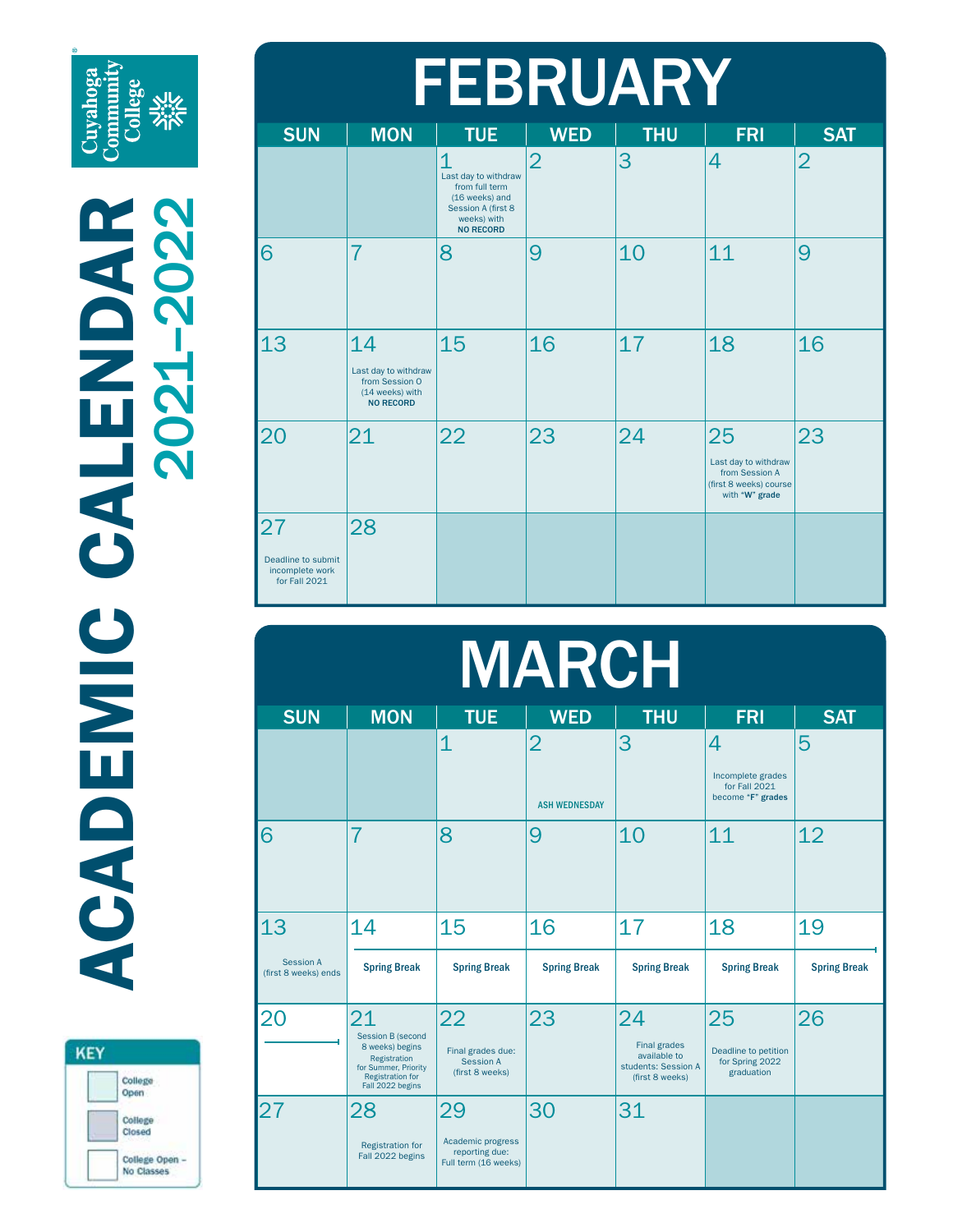Cuyahoga Community College

# ACADEMIC CALENDAR 2021–2022

## FEBRUARY

| SUN | MON | TUE | WED | THU | FRI | SAT |
|---|---|---|---|---|---|---|
| | | 1 Last day to withdraw from full term (16 weeks) and Session A (first 8 weeks) with **NO RECORD** | 2 | 3 | 4 | 2 |
| 6 | 7 | 8 | 9 | 10 | 11 | 9 |
| 13 | 14 Last day to withdraw from Session O (14 weeks) with **NO RECORD** | 15 | 16 | 17 | 18 | 16 |
| 20 | 21 | 22 | 23 | 24 | 25 Last day to withdraw from Session A (first 8 weeks) course with "**W**" **grade** | 23 |
| 27 Deadline to submit incomplete work for Fall 2021 | 28 | | | | | |

## MARCH

| SUN | MON | TUE | WED | THU | FRI | SAT |
|---|---|---|---|---|---|---|
| | | 1 | 2 ASH WEDNESDAY | 3 | 4 Incomplete grades for Fall 2021 become "**F**" **grades** | 5 |
| 6 | 7 | 8 | 9 | 10 | 11 | 12 |
| 13 Session A (first 8 weeks) ends | 14 **Spring Break** | 15 **Spring Break** | 16 **Spring Break** | 17 **Spring Break** | 18 **Spring Break** | 19 **Spring Break** |
| 20 | 21 Session B (second 8 weeks) begins Registration for Summer, Priority Registration for Fall 2022 begins | 22 Final grades due: Session A (first 8 weeks) | 23 | 24 Final grades available to students: Session A (first 8 weeks) | 25 Deadline to petition for Spring 2022 graduation | 26 |
| 27 | 28 Registration for Fall 2022 begins | 29 Academic progress reporting due: Full term (16 weeks) | 30 | 31 | | |

**KEY**

- College Open
- College Closed
- College Open – No Classes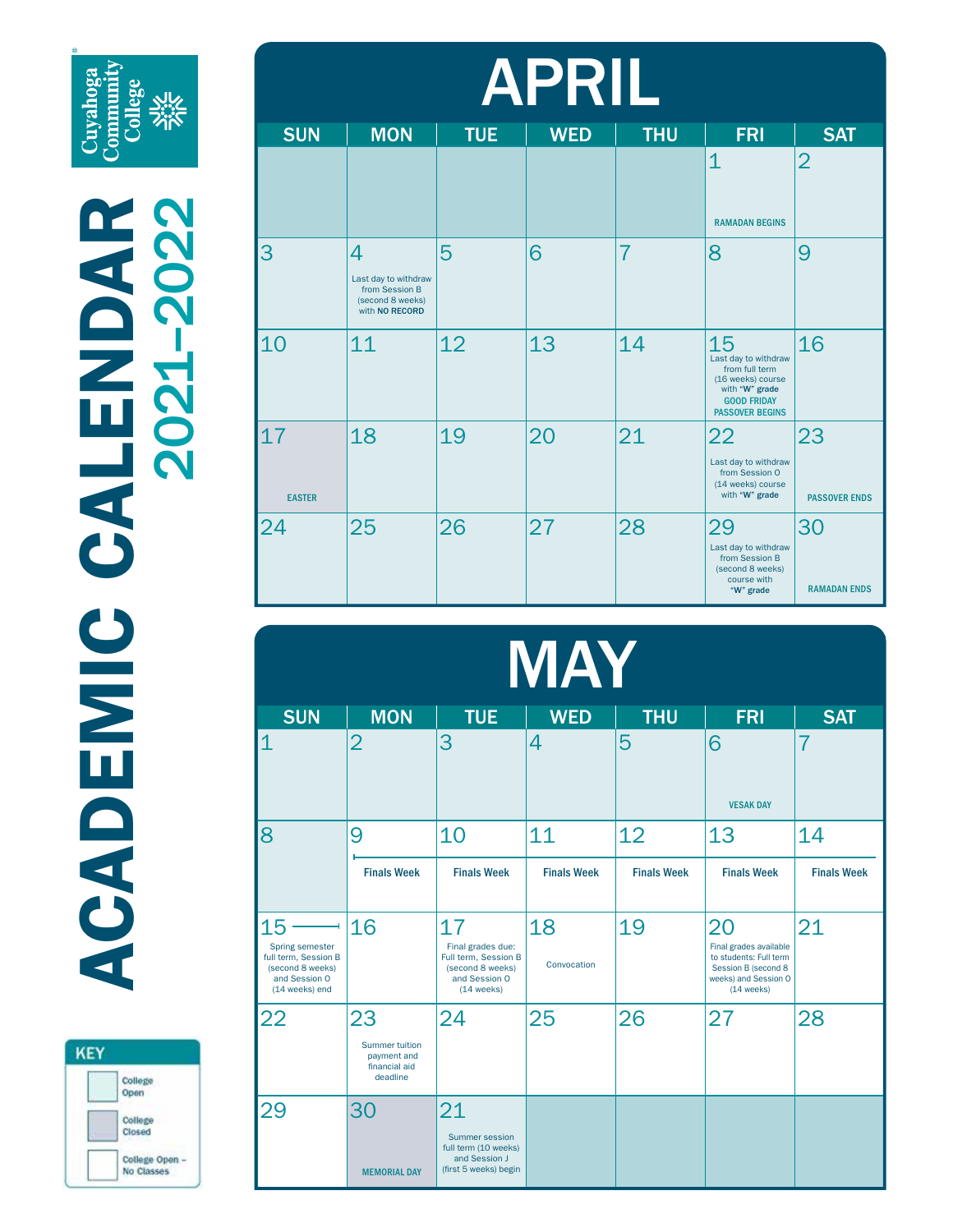# ACADEMIC CALENDAR 2021–2022

Cuyahoga Community College

## APRIL

| SUN | MON | TUE | WED | THU | FRI | SAT |
|---|---|---|---|---|---|---|
| | | | | | 1 RAMADAN BEGINS | 2 |
| 3 | 4 Last day to withdraw from Session B (second 8 weeks) with **NO RECORD** | 5 | 6 | 7 | 8 | 9 |
| 10 | 11 | 12 | 13 | 14 | 15 Last day to withdraw from full term (16 weeks) course with **"W" grade** **GOOD FRIDAY** **PASSOVER BEGINS** | 16 |
| 17 EASTER | 18 | 19 | 20 | 21 | 22 Last day to withdraw from Session O (14 weeks) course with **"W" grade** | 23 PASSOVER ENDS |
| 24 | 25 | 26 | 27 | 28 | 29 Last day to withdraw from Session B (second 8 weeks) course with **"W" grade** | 30 RAMADAN ENDS |

## MAY

| SUN | MON | TUE | WED | THU | FRI | SAT |
|---|---|---|---|---|---|---|
| 1 | 2 | 3 | 4 | 5 | 6 VESAK DAY | 7 |
| 8 | 9 Finals Week | 10 Finals Week | 11 Finals Week | 12 Finals Week | 13 Finals Week | 14 Finals Week |
| 15 Spring semester full term, Session B (second 8 weeks) and Session O (14 weeks) end | 16 | 17 Final grades due: Full term, Session B (second 8 weeks) and Session O (14 weeks) | 18 Convocation | 19 | 20 Final grades available to students: Full term Session B (second 8 weeks) and Session O (14 weeks) | 21 |
| 22 | 23 Summer tuition payment and financial aid deadline | 24 | 25 | 26 | 27 | 28 |
| 29 | 30 MEMORIAL DAY | 21 Summer session full term (10 weeks) and Session J (first 5 weeks) begin | | | | |

**KEY**
- College Open
- College Closed
- College Open – No Classes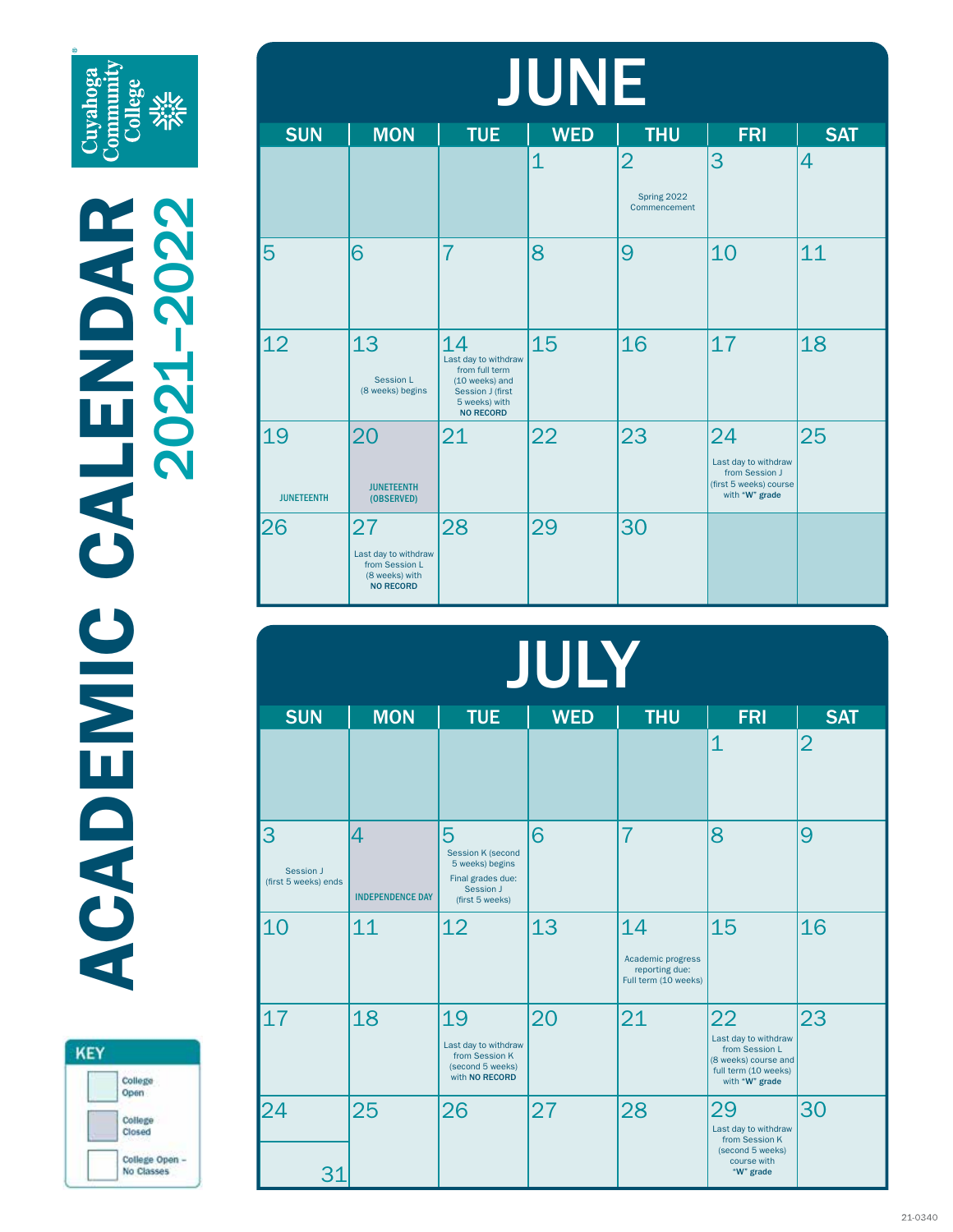Cuyahoga Community College

# ACADEMIC CALENDAR 2021–2022

## JUNE

| SUN | MON | TUE | WED | THU | FRI | SAT |
|---|---|---|---|---|---|---|
| | | | 1 | 2 Spring 2022 Commencement | 3 | 4 |
| 5 | 6 | 7 | 8 | 9 | 10 | 11 |
| 12 | 13 Session L (8 weeks) begins | 14 Last day to withdraw from full term (10 weeks) and Session J (first 5 weeks) with **NO RECORD** | 15 | 16 | 17 | 18 |
| 19 JUNETEENTH | 20 JUNETEENTH (OBSERVED) | 21 | 22 | 23 | 24 Last day to withdraw from Session J (first 5 weeks) course with "**W**" **grade** | 25 |
| 26 | 27 Last day to withdraw from Session L (8 weeks) with **NO RECORD** | 28 | 29 | 30 | | |

## JULY

| SUN | MON | TUE | WED | THU | FRI | SAT |
|---|---|---|---|---|---|---|
| | | | | | 1 | 2 |
| 3 Session J (first 5 weeks) ends | 4 INDEPENDENCE DAY | 5 Session K (second 5 weeks) begins; Final grades due: Session J (first 5 weeks) | 6 | 7 | 8 | 9 |
| 10 | 11 | 12 | 13 | 14 Academic progress reporting due: Full term (10 weeks) | 15 | 16 |
| 17 | 18 | 19 Last day to withdraw from Session K (second 5 weeks) with **NO RECORD** | 20 | 21 | 22 Last day to withdraw from Session L (8 weeks) course and full term (10 weeks) with "**W**" **grade** | 23 |
| 24 / 31 | 25 | 26 | 27 | 28 | 29 Last day to withdraw from Session K (second 5 weeks) course with "**W**" **grade** | 30 |

**KEY**

- College Open
- College Closed
- College Open – No Classes

21-0340